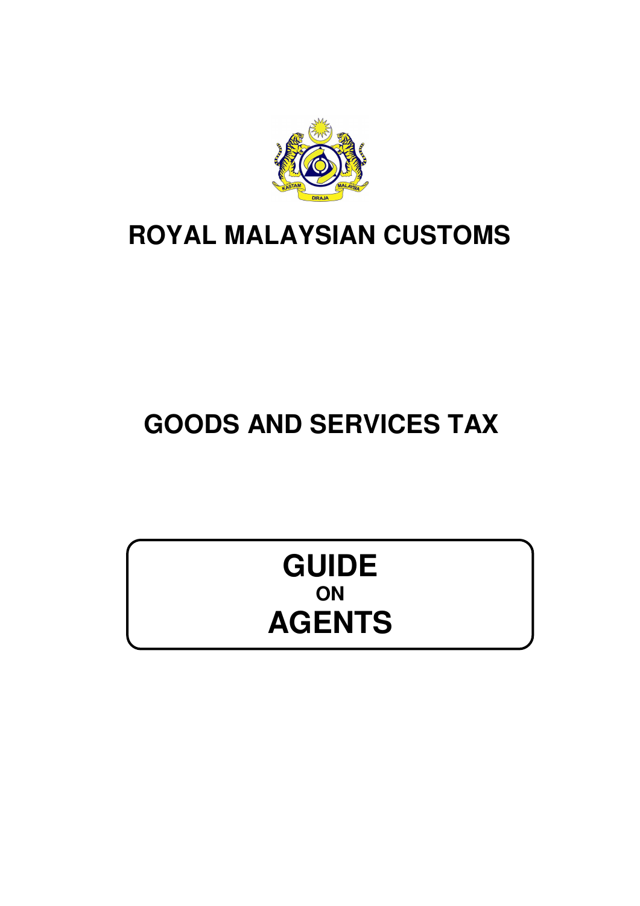# ROYAL MALAYSIAN CUSTOMS

# GOODS AND SERVICES TAX

# GUIDE
**ON**
# AGENTS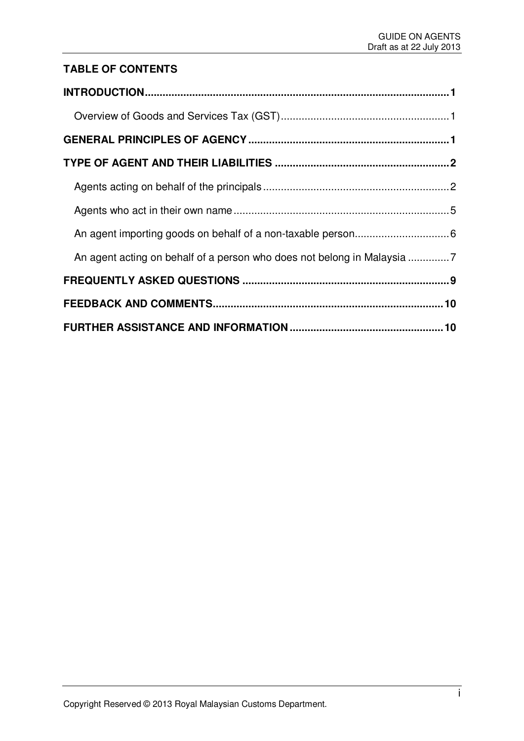## TABLE OF CONTENTS

**INTRODUCTION** ........................................................................................ **1**

Overview of Goods and Services Tax (GST) ........................................................ 1

**GENERAL PRINCIPLES OF AGENCY** .................................................................... **1**

**TYPE OF AGENT AND THEIR LIABILITIES** ........................................................... **2**

Agents acting on behalf of the principals .............................................................. 2

Agents who act in their own name ........................................................................ 5

An agent importing goods on behalf of a non-taxable person ............................... 6

An agent acting on behalf of a person who does not belong in Malaysia .............. 7

**FREQUENTLY ASKED QUESTIONS** ....................................................................... **9**

**FEEDBACK AND COMMENTS** ............................................................................. **10**

**FURTHER ASSISTANCE AND INFORMATION** .................................................... **10**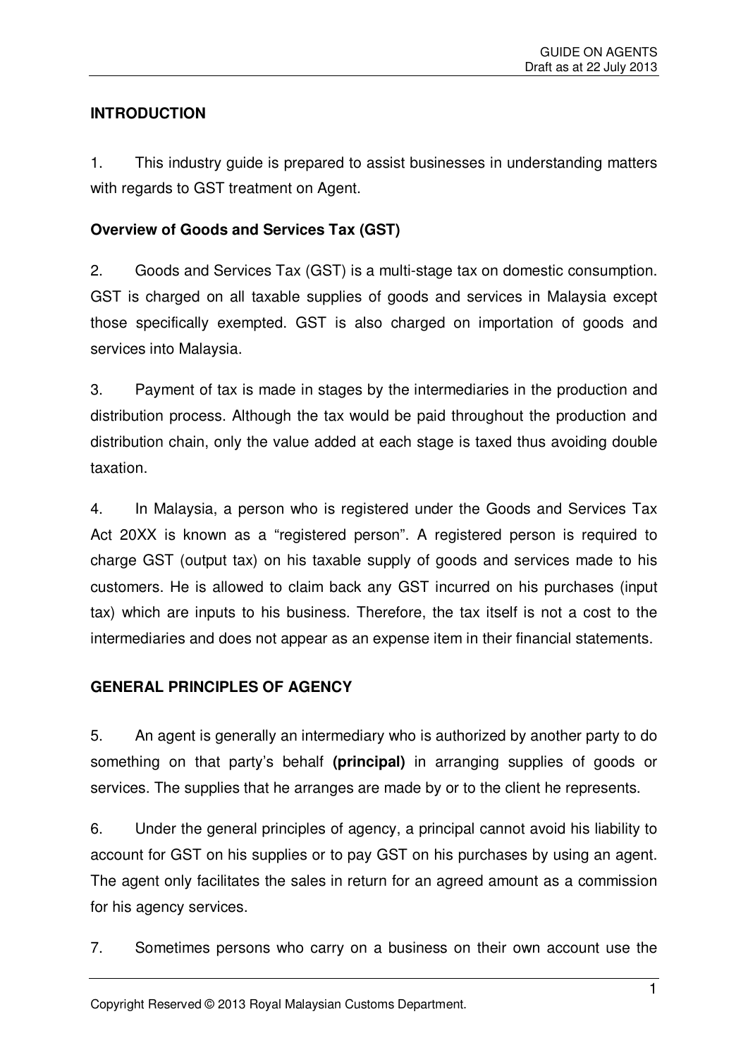## INTRODUCTION

1. This industry guide is prepared to assist businesses in understanding matters with regards to GST treatment on Agent.

### Overview of Goods and Services Tax (GST)

2. Goods and Services Tax (GST) is a multi-stage tax on domestic consumption. GST is charged on all taxable supplies of goods and services in Malaysia except those specifically exempted. GST is also charged on importation of goods and services into Malaysia.

3. Payment of tax is made in stages by the intermediaries in the production and distribution process. Although the tax would be paid throughout the production and distribution chain, only the value added at each stage is taxed thus avoiding double taxation.

4. In Malaysia, a person who is registered under the Goods and Services Tax Act 20XX is known as a "registered person". A registered person is required to charge GST (output tax) on his taxable supply of goods and services made to his customers. He is allowed to claim back any GST incurred on his purchases (input tax) which are inputs to his business. Therefore, the tax itself is not a cost to the intermediaries and does not appear as an expense item in their financial statements.

## GENERAL PRINCIPLES OF AGENCY

5. An agent is generally an intermediary who is authorized by another party to do something on that party's behalf **(principal)** in arranging supplies of goods or services. The supplies that he arranges are made by or to the client he represents.

6. Under the general principles of agency, a principal cannot avoid his liability to account for GST on his supplies or to pay GST on his purchases by using an agent. The agent only facilitates the sales in return for an agreed amount as a commission for his agency services.

7. Sometimes persons who carry on a business on their own account use the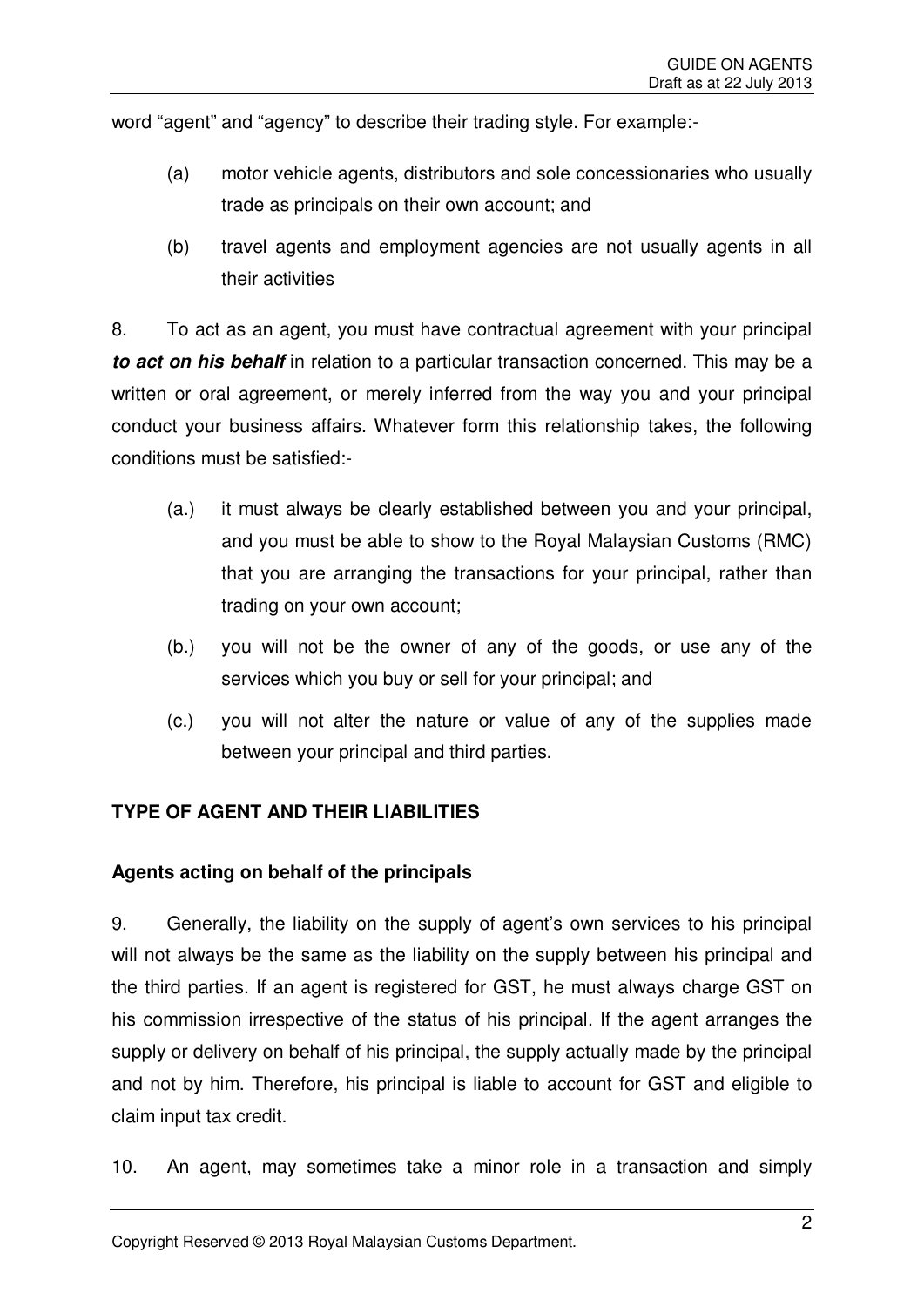word “agent” and “agency” to describe their trading style. For example:-

(a) motor vehicle agents, distributors and sole concessionaries who usually trade as principals on their own account; and

(b) travel agents and employment agencies are not usually agents in all their activities

8. To act as an agent, you must have contractual agreement with your principal ***to act on his behalf*** in relation to a particular transaction concerned. This may be a written or oral agreement, or merely inferred from the way you and your principal conduct your business affairs. Whatever form this relationship takes, the following conditions must be satisfied:-

(a.) it must always be clearly established between you and your principal, and you must be able to show to the Royal Malaysian Customs (RMC) that you are arranging the transactions for your principal, rather than trading on your own account;

(b.) you will not be the owner of any of the goods, or use any of the services which you buy or sell for your principal; and

(c.) you will not alter the nature or value of any of the supplies made between your principal and third parties.

## TYPE OF AGENT AND THEIR LIABILITIES

### Agents acting on behalf of the principals

9. Generally, the liability on the supply of agent’s own services to his principal will not always be the same as the liability on the supply between his principal and the third parties. If an agent is registered for GST, he must always charge GST on his commission irrespective of the status of his principal. If the agent arranges the supply or delivery on behalf of his principal, the supply actually made by the principal and not by him. Therefore, his principal is liable to account for GST and eligible to claim input tax credit.

10. An agent, may sometimes take a minor role in a transaction and simply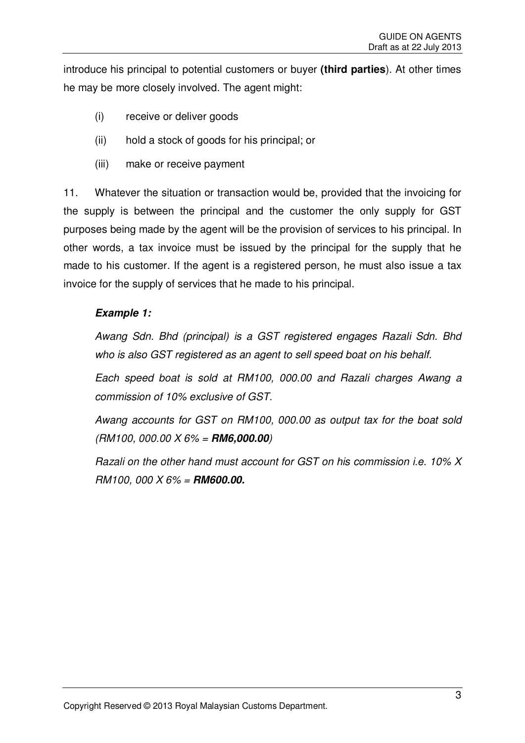introduce his principal to potential customers or buyer **(third parties**). At other times he may be more closely involved. The agent might:

(i) receive or deliver goods

(ii) hold a stock of goods for his principal; or

(iii) make or receive payment

11. Whatever the situation or transaction would be, provided that the invoicing for the supply is between the principal and the customer the only supply for GST purposes being made by the agent will be the provision of services to his principal. In other words, a tax invoice must be issued by the principal for the supply that he made to his customer. If the agent is a registered person, he must also issue a tax invoice for the supply of services that he made to his principal.

***Example 1:***

*Awang Sdn. Bhd (principal) is a GST registered engages Razali Sdn. Bhd who is also GST registered as an agent to sell speed boat on his behalf.*

*Each speed boat is sold at RM100, 000.00 and Razali charges Awang a commission of 10% exclusive of GST.*

*Awang accounts for GST on RM100, 000.00 as output tax for the boat sold (RM100, 000.00 X 6% = **RM6,000.00**)*

*Razali on the other hand must account for GST on his commission i.e. 10% X RM100, 000 X 6% = **RM600.00.***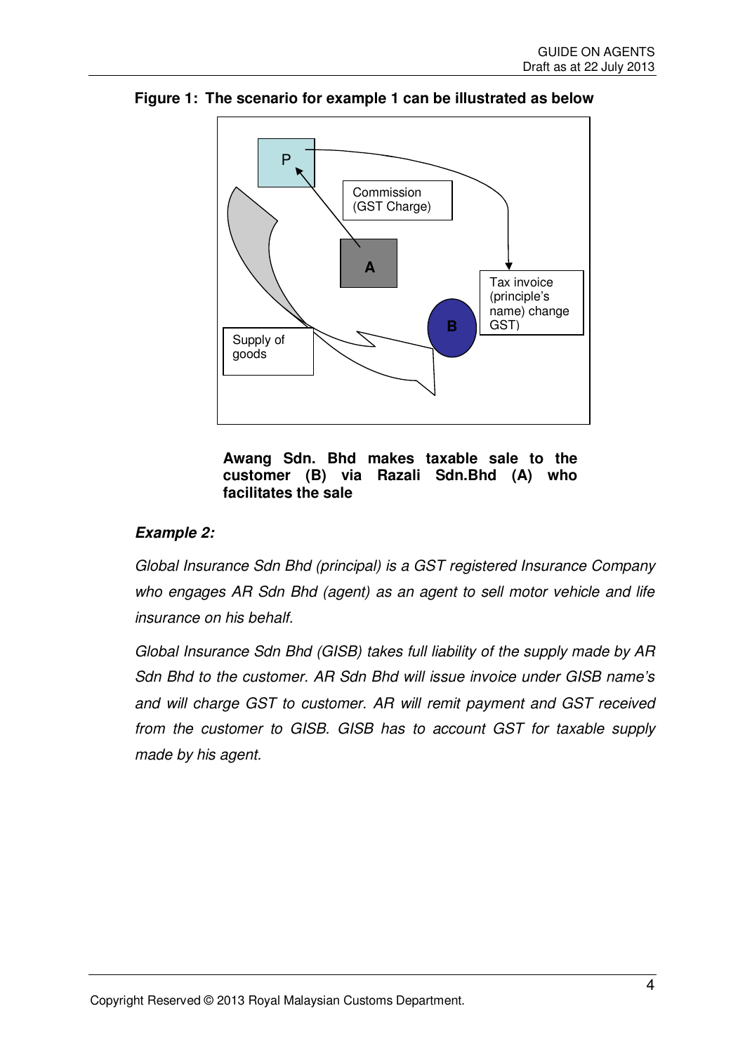**Figure 1: The scenario for example 1 can be illustrated as below**

P

Commission (GST Charge)

A

Tax invoice (principle's name) change GST)

B

Supply of goods

**Awang Sdn. Bhd makes taxable sale to the customer (B) via Razali Sdn.Bhd (A) who facilitates the sale**

***Example 2:***

*Global Insurance Sdn Bhd (principal) is a GST registered Insurance Company who engages AR Sdn Bhd (agent) as an agent to sell motor vehicle and life insurance on his behalf.*

*Global Insurance Sdn Bhd (GISB) takes full liability of the supply made by AR Sdn Bhd to the customer. AR Sdn Bhd will issue invoice under GISB name's and will charge GST to customer. AR will remit payment and GST received from the customer to GISB. GISB has to account GST for taxable supply made by his agent.*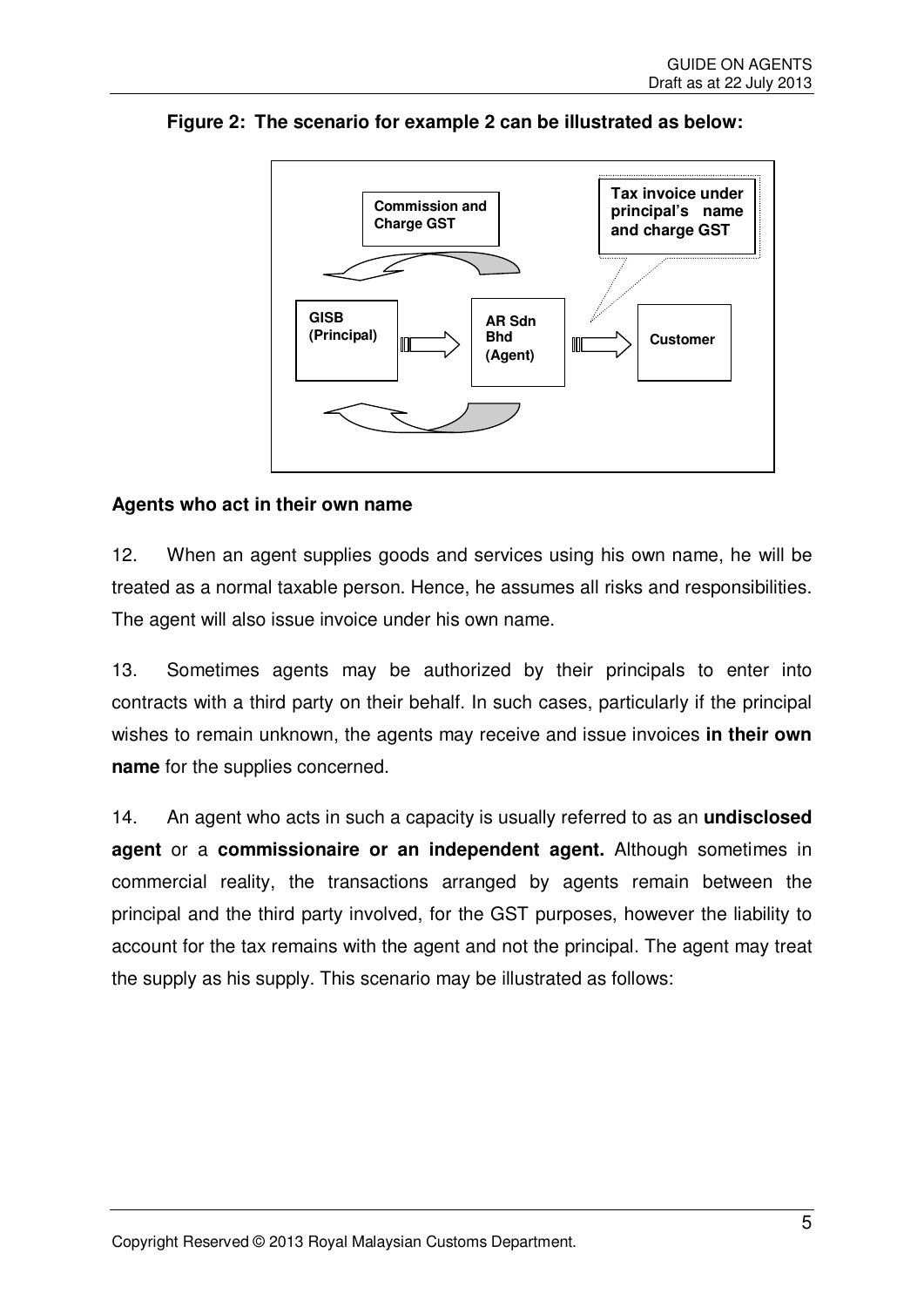**Figure 2: The scenario for example 2 can be illustrated as below:**

Commission and Charge GST

Tax invoice under principal's name and charge GST

GISB (Principal) → AR Sdn Bhd (Agent) → Customer

**Agents who act in their own name**

12. When an agent supplies goods and services using his own name, he will be treated as a normal taxable person. Hence, he assumes all risks and responsibilities. The agent will also issue invoice under his own name.

13. Sometimes agents may be authorized by their principals to enter into contracts with a third party on their behalf. In such cases, particularly if the principal wishes to remain unknown, the agents may receive and issue invoices **in their own name** for the supplies concerned.

14. An agent who acts in such a capacity is usually referred to as an **undisclosed agent** or a **commissionaire or an independent agent.** Although sometimes in commercial reality, the transactions arranged by agents remain between the principal and the third party involved, for the GST purposes, however the liability to account for the tax remains with the agent and not the principal. The agent may treat the supply as his supply. This scenario may be illustrated as follows: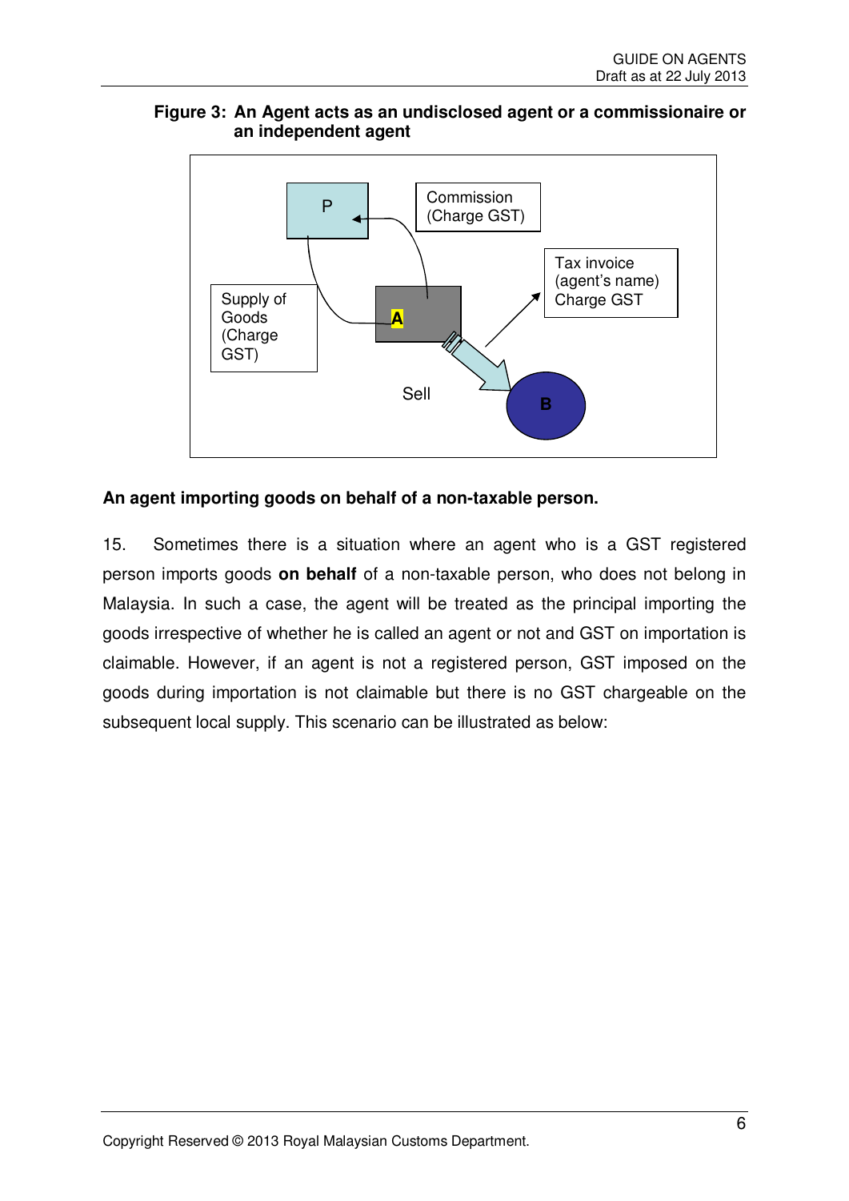**Figure 3: An Agent acts as an undisclosed agent or a commissionaire or an independent agent**

P

Commission (Charge GST)

Tax invoice (agent's name) Charge GST

Supply of Goods (Charge GST)

A

Sell

B

**An agent importing goods on behalf of a non-taxable person.**

15. Sometimes there is a situation where an agent who is a GST registered person imports goods **on behalf** of a non-taxable person, who does not belong in Malaysia. In such a case, the agent will be treated as the principal importing the goods irrespective of whether he is called an agent or not and GST on importation is claimable. However, if an agent is not a registered person, GST imposed on the goods during importation is not claimable but there is no GST chargeable on the subsequent local supply. This scenario can be illustrated as below: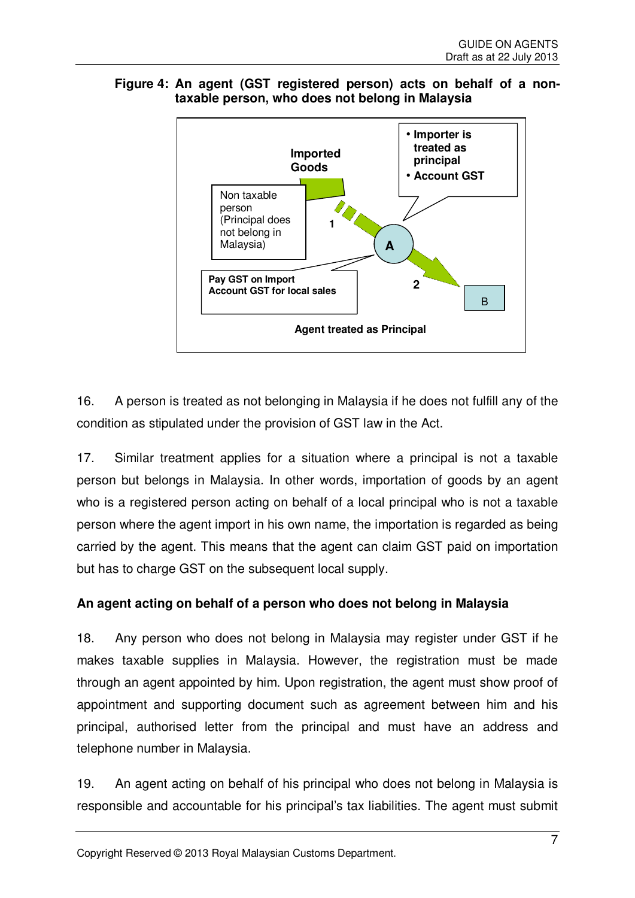**Figure 4: An agent (GST registered person) acts on behalf of a non-taxable person, who does not belong in Malaysia**

Imported Goods

- Importer is treated as principal
- Account GST

Non taxable person (Principal does not belong in Malaysia)

1

A

Pay GST on Import
Account GST for local sales

2

B

Agent treated as Principal

16. A person is treated as not belonging in Malaysia if he does not fulfill any of the condition as stipulated under the provision of GST law in the Act.

17. Similar treatment applies for a situation where a principal is not a taxable person but belongs in Malaysia. In other words, importation of goods by an agent who is a registered person acting on behalf of a local principal who is not a taxable person where the agent import in his own name, the importation is regarded as being carried by the agent. This means that the agent can claim GST paid on importation but has to charge GST on the subsequent local supply.

**An agent acting on behalf of a person who does not belong in Malaysia**

18. Any person who does not belong in Malaysia may register under GST if he makes taxable supplies in Malaysia. However, the registration must be made through an agent appointed by him. Upon registration, the agent must show proof of appointment and supporting document such as agreement between him and his principal, authorised letter from the principal and must have an address and telephone number in Malaysia.

19. An agent acting on behalf of his principal who does not belong in Malaysia is responsible and accountable for his principal's tax liabilities. The agent must submit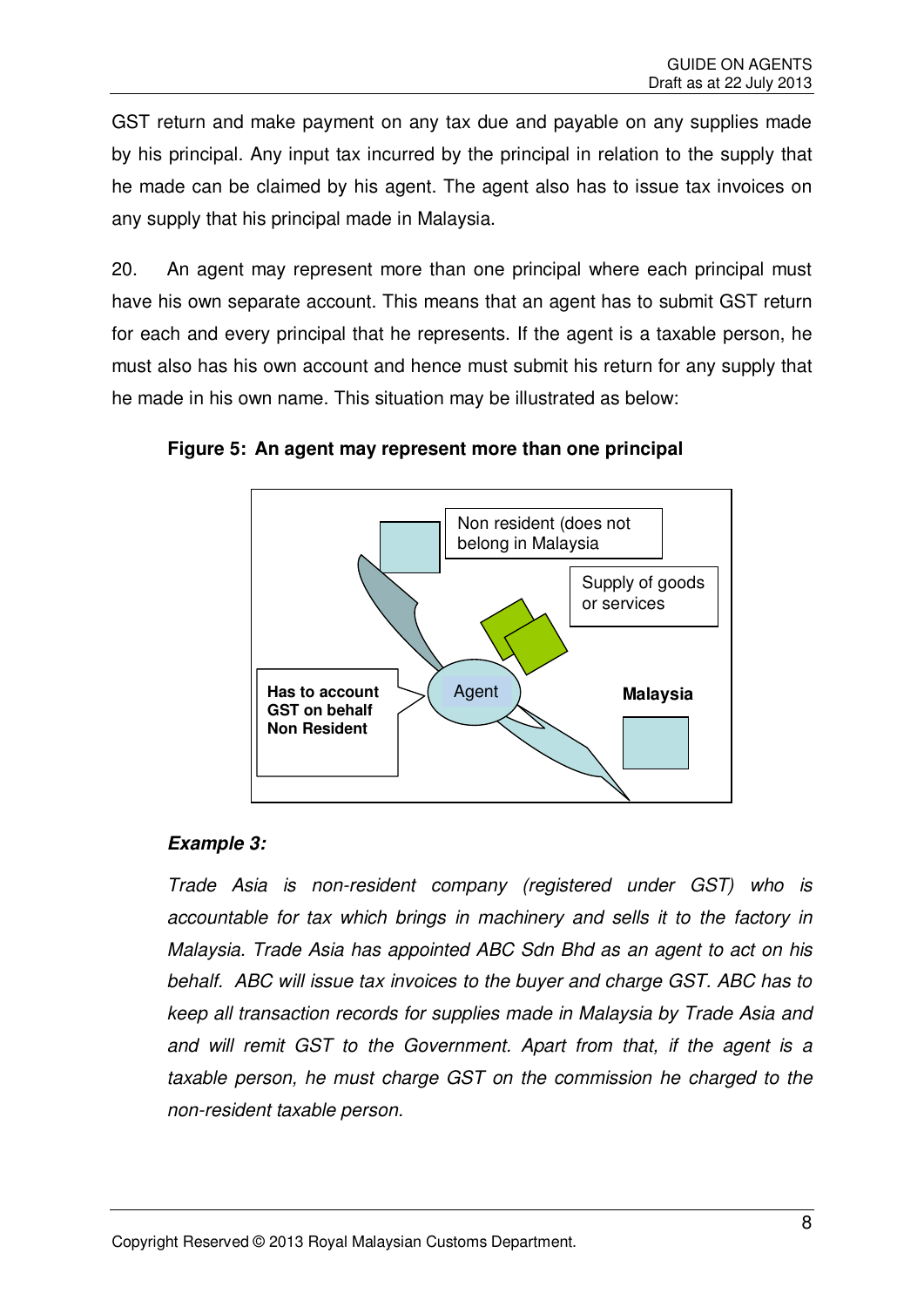GST return and make payment on any tax due and payable on any supplies made by his principal. Any input tax incurred by the principal in relation to the supply that he made can be claimed by his agent. The agent also has to issue tax invoices on any supply that his principal made in Malaysia.

20. An agent may represent more than one principal where each principal must have his own separate account. This means that an agent has to submit GST return for each and every principal that he represents. If the agent is a taxable person, he must also has his own account and hence must submit his return for any supply that he made in his own name. This situation may be illustrated as below:

**Figure 5: An agent may represent more than one principal**

Non resident (does not belong in Malaysia

Supply of goods or services

**Has to account GST on behalf Non Resident**

Agent

**Malaysia**

***Example 3:***

*Trade Asia is non-resident company (registered under GST) who is accountable for tax which brings in machinery and sells it to the factory in Malaysia. Trade Asia has appointed ABC Sdn Bhd as an agent to act on his behalf. ABC will issue tax invoices to the buyer and charge GST. ABC has to keep all transaction records for supplies made in Malaysia by Trade Asia and and will remit GST to the Government. Apart from that, if the agent is a taxable person, he must charge GST on the commission he charged to the non-resident taxable person.*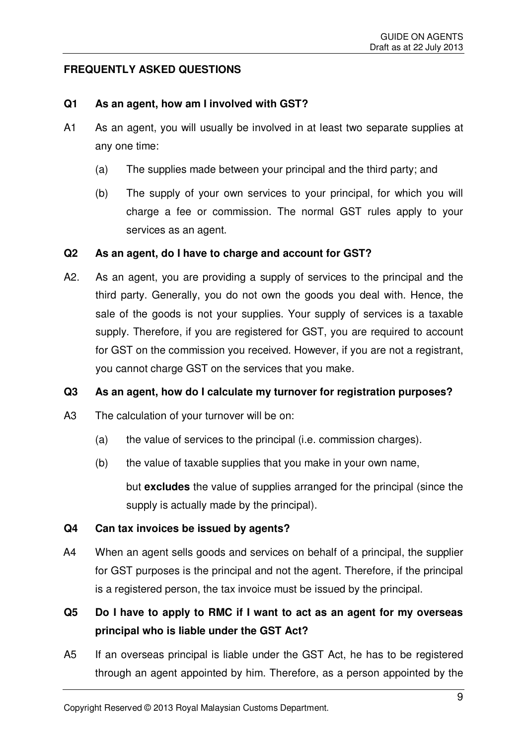## FREQUENTLY ASKED QUESTIONS

**Q1 As an agent, how am I involved with GST?**

A1 As an agent, you will usually be involved in at least two separate supplies at any one time:

(a) The supplies made between your principal and the third party; and

(b) The supply of your own services to your principal, for which you will charge a fee or commission. The normal GST rules apply to your services as an agent.

**Q2 As an agent, do I have to charge and account for GST?**

A2. As an agent, you are providing a supply of services to the principal and the third party. Generally, you do not own the goods you deal with. Hence, the sale of the goods is not your supplies. Your supply of services is a taxable supply. Therefore, if you are registered for GST, you are required to account for GST on the commission you received. However, if you are not a registrant, you cannot charge GST on the services that you make.

**Q3 As an agent, how do I calculate my turnover for registration purposes?**

A3 The calculation of your turnover will be on:

(a) the value of services to the principal (i.e. commission charges).

(b) the value of taxable supplies that you make in your own name,

but **excludes** the value of supplies arranged for the principal (since the supply is actually made by the principal).

**Q4 Can tax invoices be issued by agents?**

A4 When an agent sells goods and services on behalf of a principal, the supplier for GST purposes is the principal and not the agent. Therefore, if the principal is a registered person, the tax invoice must be issued by the principal.

**Q5 Do I have to apply to RMC if I want to act as an agent for my overseas principal who is liable under the GST Act?**

A5 If an overseas principal is liable under the GST Act, he has to be registered through an agent appointed by him. Therefore, as a person appointed by the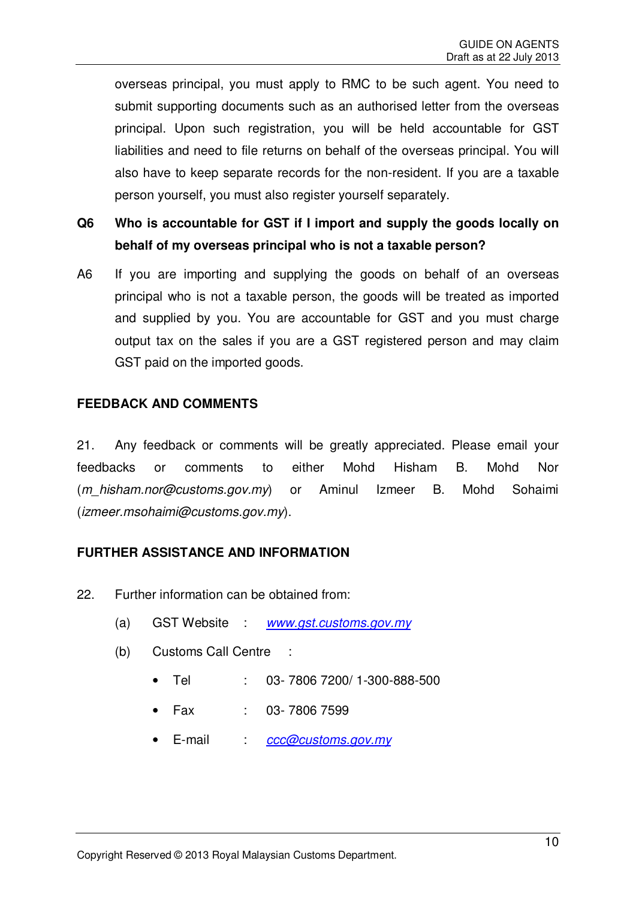overseas principal, you must apply to RMC to be such agent. You need to submit supporting documents such as an authorised letter from the overseas principal. Upon such registration, you will be held accountable for GST liabilities and need to file returns on behalf of the overseas principal. You will also have to keep separate records for the non-resident. If you are a taxable person yourself, you must also register yourself separately.

**Q6 Who is accountable for GST if I import and supply the goods locally on behalf of my overseas principal who is not a taxable person?**

A6 If you are importing and supplying the goods on behalf of an overseas principal who is not a taxable person, the goods will be treated as imported and supplied by you. You are accountable for GST and you must charge output tax on the sales if you are a GST registered person and may claim GST paid on the imported goods.

## FEEDBACK AND COMMENTS

21. Any feedback or comments will be greatly appreciated. Please email your feedbacks or comments to either Mohd Hisham B. Mohd Nor (*m_hisham.nor@customs.gov.my*) or Aminul Izmeer B. Mohd Sohaimi (*izmeer.msohaimi@customs.gov.my*).

## FURTHER ASSISTANCE AND INFORMATION

22. Further information can be obtained from:

(a) GST Website : *www.gst.customs.gov.my*

(b) Customs Call Centre :

- Tel : 03- 7806 7200/ 1-300-888-500
- Fax : 03- 7806 7599
- E-mail : *ccc@customs.gov.my*

Copyright Reserved © 2013 Royal Malaysian Customs Department.